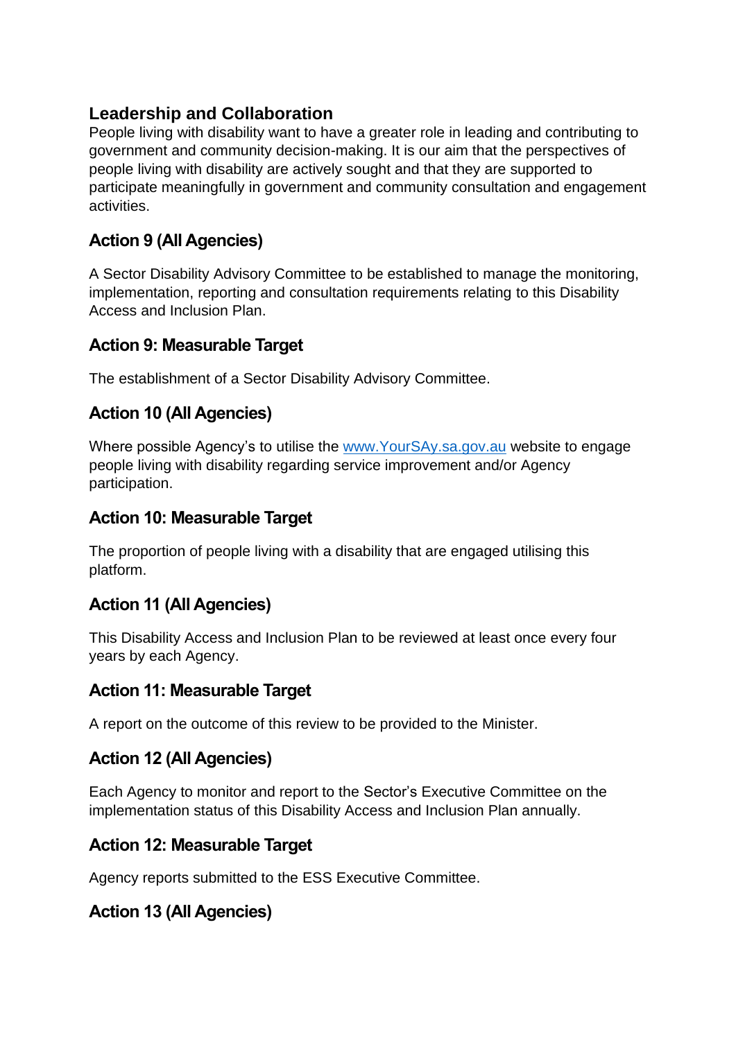## Leadership and Collaboration

People living with disability want to have a greater role in leading and contributing to government and community decision-making. It is our aim that the perspectives of people living with disability are actively sought and that they are supported to participate meaningfully in government and community consultation and engagement activities.

### Action 9 (All Agencies)

A Sector Disability Advisory Committee to be established to manage the monitoring, implementation, reporting and consultation requirements relating to this Disability Access and Inclusion Plan.

### Action 9: Measurable Target

The establishment of a Sector Disability Advisory Committee.

### Action 10 (All Agencies)

Where possible Agency's to utilise the [www.YourSAy.sa.gov.au](http://www.YourSAy.sa.gov.au) website to engage people living with disability regarding service improvement and/or Agency participation.

### Action 10: Measurable Target

The proportion of people living with a disability that are engaged utilising this platform.

### Action 11 (All Agencies)

This Disability Access and Inclusion Plan to be reviewed at least once every four years by each Agency.

### Action 11: Measurable Target

A report on the outcome of this review to be provided to the Minister.

### Action 12 (All Agencies)

Each Agency to monitor and report to the Sector's Executive Committee on the implementation status of this Disability Access and Inclusion Plan annually.

### Action 12: Measurable Target

Agency reports submitted to the ESS Executive Committee.

### Action 13 (All Agencies)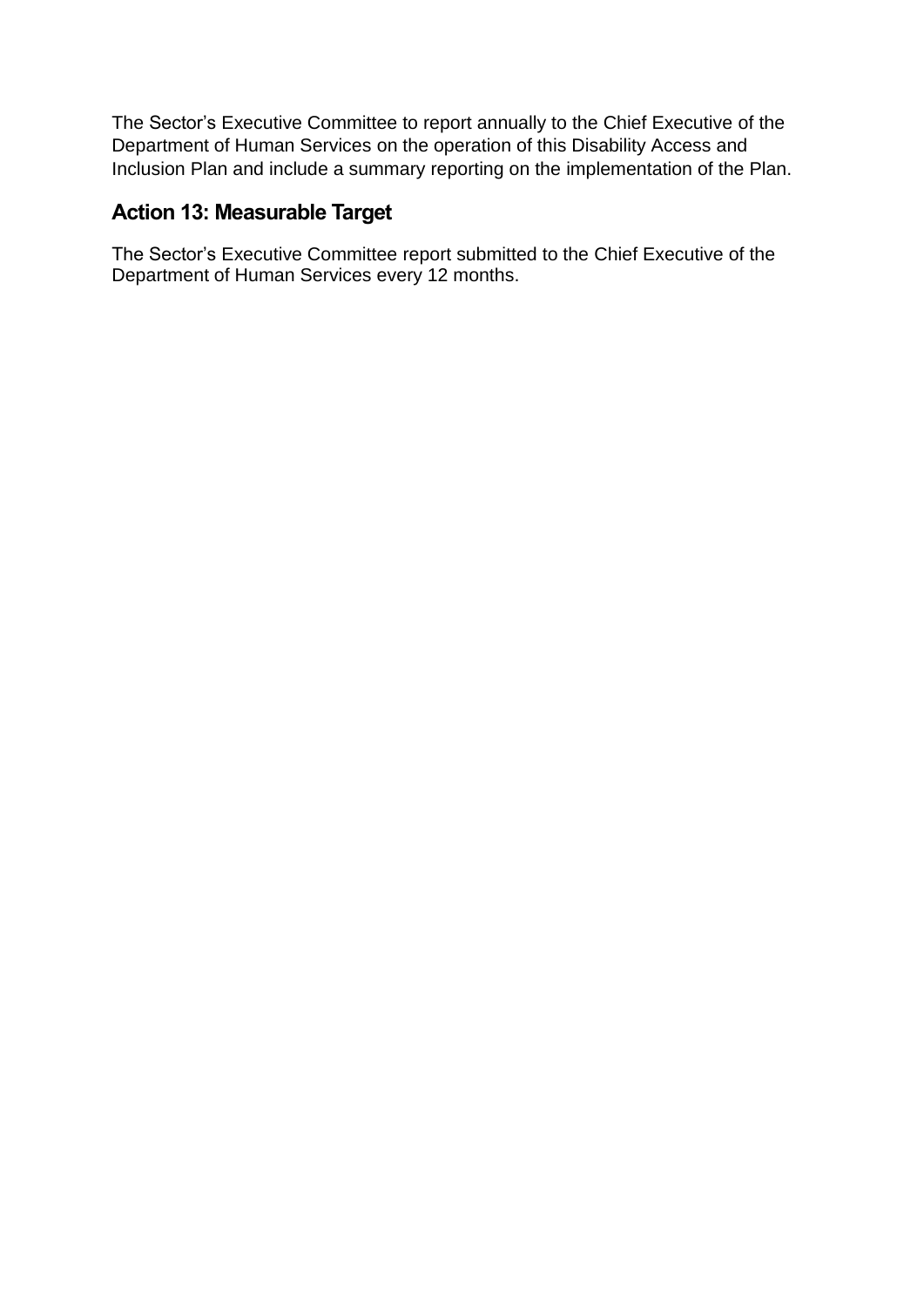The Sector’s Executive Committee to report annually to the Chief Executive of the Department of Human Services on the operation of this Disability Access and Inclusion Plan and include a summary reporting on the implementation of the Plan.

## Action 13: Measurable Target

The Sector’s Executive Committee report submitted to the Chief Executive of the Department of Human Services every 12 months.